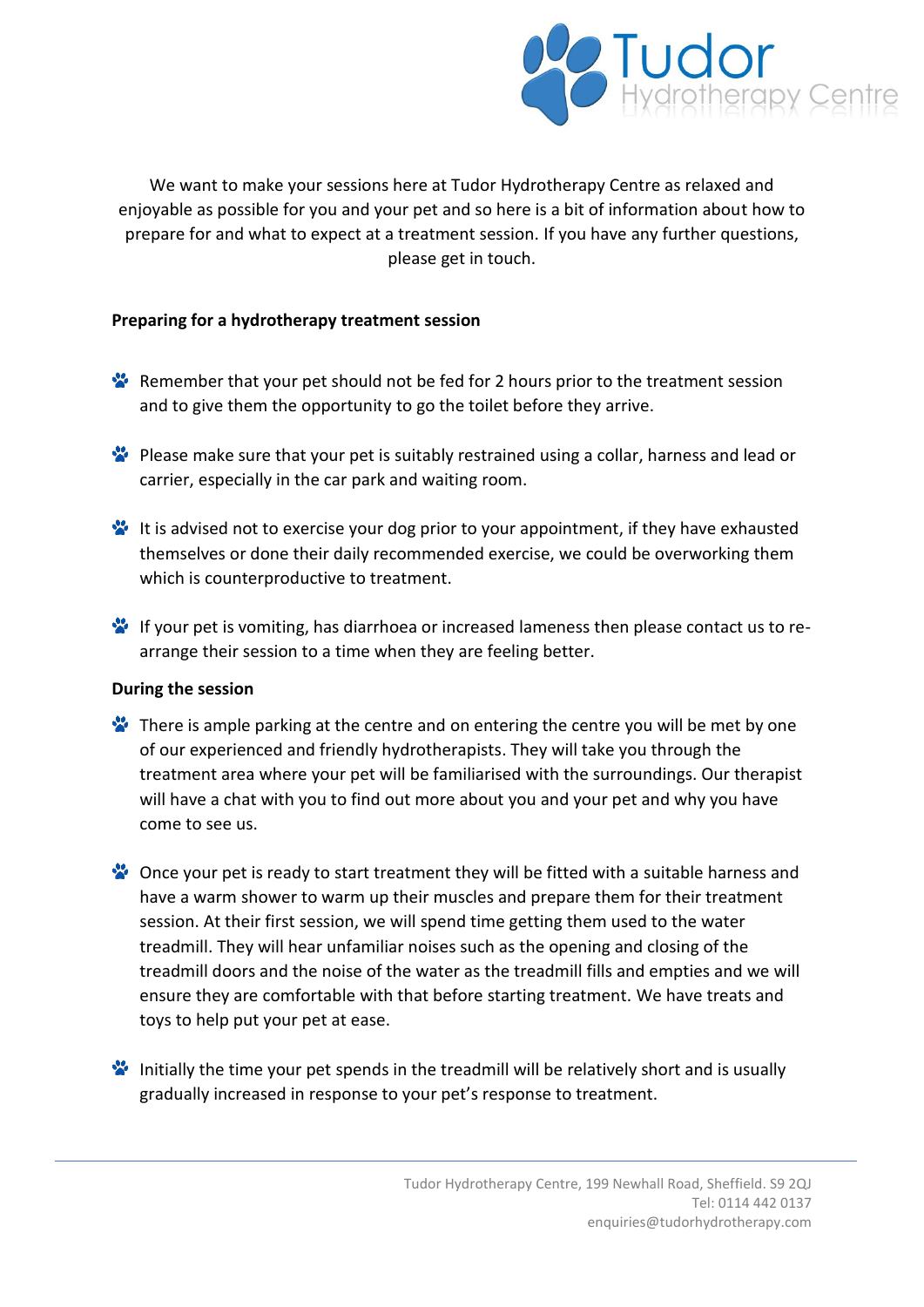Tudor Hydrotherapy Centre

We want to make your sessions here at Tudor Hydrotherapy Centre as relaxed and enjoyable as possible for you and your pet and so here is a bit of information about how to prepare for and what to expect at a treatment session. If you have any further questions, please get in touch.

**Preparing for a hydrotherapy treatment session**

- Remember that your pet should not be fed for 2 hours prior to the treatment session and to give them the opportunity to go the toilet before they arrive.
- Please make sure that your pet is suitably restrained using a collar, harness and lead or carrier, especially in the car park and waiting room.
- It is advised not to exercise your dog prior to your appointment, if they have exhausted themselves or done their daily recommended exercise, we could be overworking them which is counterproductive to treatment.
- If your pet is vomiting, has diarrhoea or increased lameness then please contact us to re-arrange their session to a time when they are feeling better.

**During the session**

- There is ample parking at the centre and on entering the centre you will be met by one of our experienced and friendly hydrotherapists. They will take you through the treatment area where your pet will be familiarised with the surroundings. Our therapist will have a chat with you to find out more about you and your pet and why you have come to see us.
- Once your pet is ready to start treatment they will be fitted with a suitable harness and have a warm shower to warm up their muscles and prepare them for their treatment session. At their first session, we will spend time getting them used to the water treadmill. They will hear unfamiliar noises such as the opening and closing of the treadmill doors and the noise of the water as the treadmill fills and empties and we will ensure they are comfortable with that before starting treatment. We have treats and toys to help put your pet at ease.
- Initially the time your pet spends in the treadmill will be relatively short and is usually gradually increased in response to your pet's response to treatment.

Tudor Hydrotherapy Centre, 199 Newhall Road, Sheffield. S9 2QJ
Tel: 0114 442 0137
enquiries@tudorhydrotherapy.com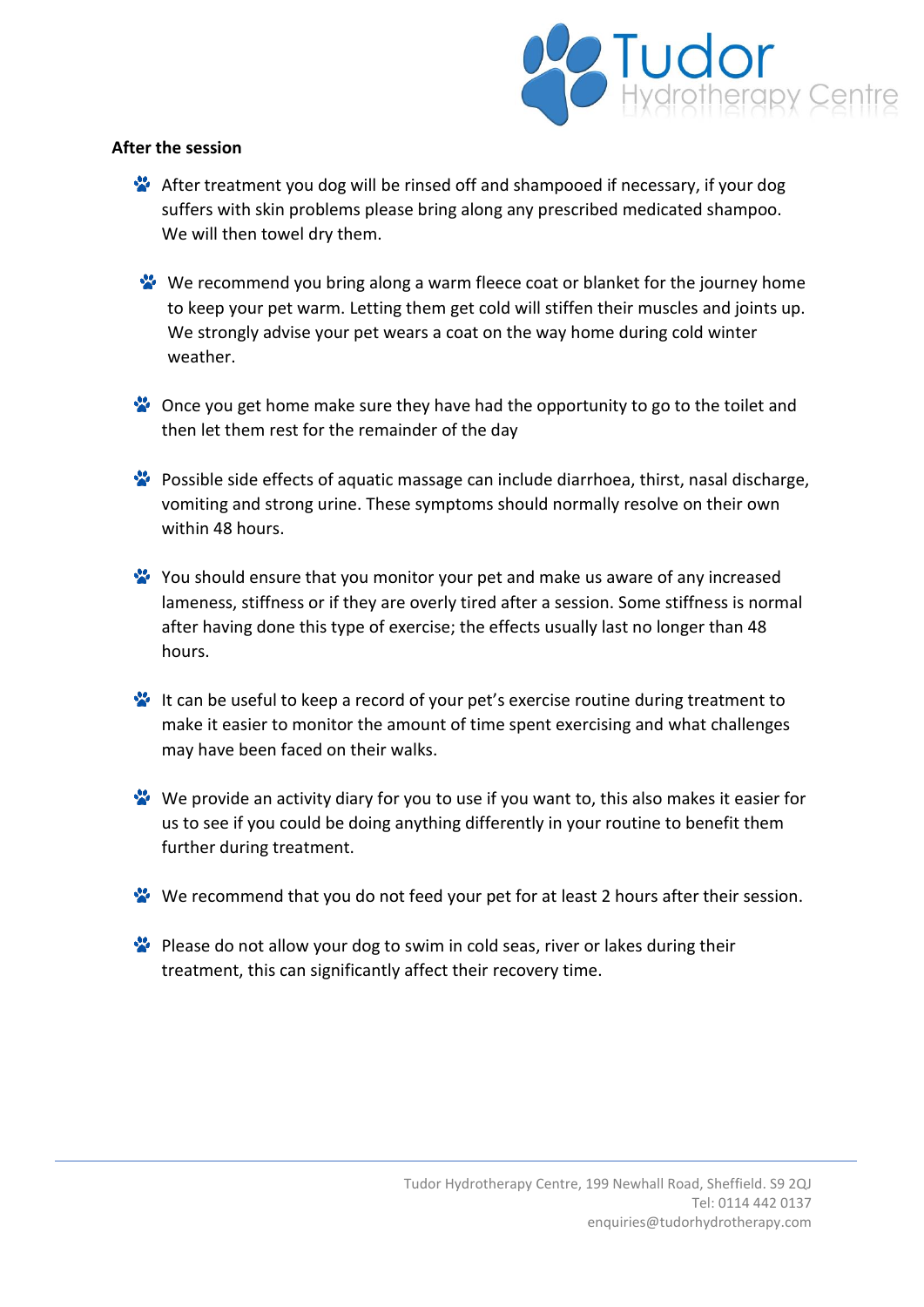**After the session**

- After treatment you dog will be rinsed off and shampooed if necessary, if your dog suffers with skin problems please bring along any prescribed medicated shampoo. We will then towel dry them.

- We recommend you bring along a warm fleece coat or blanket for the journey home to keep your pet warm. Letting them get cold will stiffen their muscles and joints up. We strongly advise your pet wears a coat on the way home during cold winter weather.

- Once you get home make sure they have had the opportunity to go to the toilet and then let them rest for the remainder of the day

- Possible side effects of aquatic massage can include diarrhoea, thirst, nasal discharge, vomiting and strong urine. These symptoms should normally resolve on their own within 48 hours.

- You should ensure that you monitor your pet and make us aware of any increased lameness, stiffness or if they are overly tired after a session. Some stiffness is normal after having done this type of exercise; the effects usually last no longer than 48 hours.

- It can be useful to keep a record of your pet's exercise routine during treatment to make it easier to monitor the amount of time spent exercising and what challenges may have been faced on their walks.

- We provide an activity diary for you to use if you want to, this also makes it easier for us to see if you could be doing anything differently in your routine to benefit them further during treatment.

- We recommend that you do not feed your pet for at least 2 hours after their session.

- Please do not allow your dog to swim in cold seas, river or lakes during their treatment, this can significantly affect their recovery time.